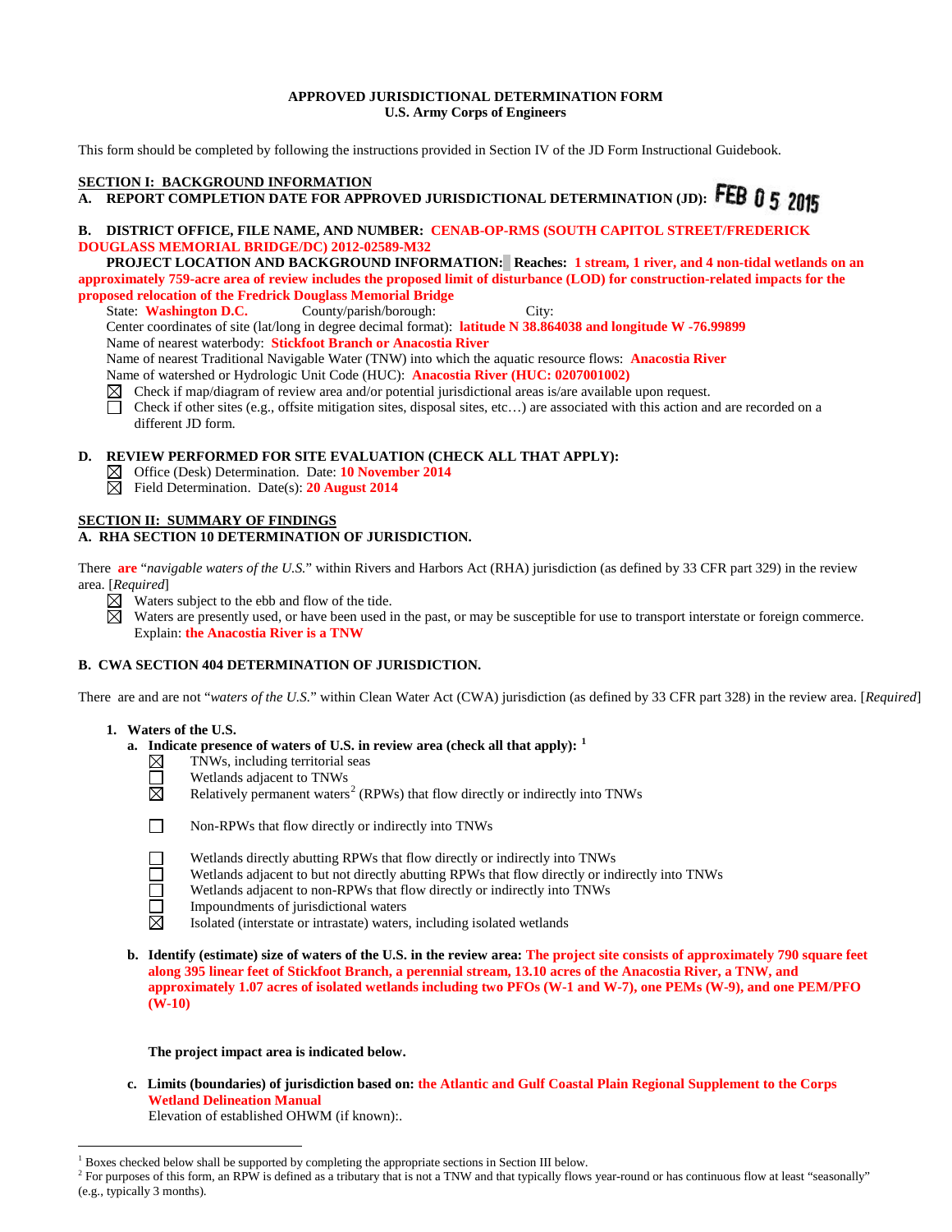**APPROVED JURISDICTIONAL DETERMINATION FORM**
**U.S. Army Corps of Engineers**

This form should be completed by following the instructions provided in Section IV of the JD Form Instructional Guidebook.

## SECTION I: BACKGROUND INFORMATION

**A. REPORT COMPLETION DATE FOR APPROVED JURISDICTIONAL DETERMINATION (JD):** FEB 0 5 2015

**B. DISTRICT OFFICE, FILE NAME, AND NUMBER:** **CENAB-OP-RMS (SOUTH CAPITOL STREET/FREDERICK DOUGLASS MEMORIAL BRIDGE/DC) 2012-02589-M32**

**PROJECT LOCATION AND BACKGROUND INFORMATION:** **Reaches:** **1 stream, 1 river, and 4 non-tidal wetlands on an approximately 759-acre area of review includes the proposed limit of disturbance (LOD) for construction-related impacts for the proposed relocation of the Fredrick Douglass Memorial Bridge**

State: **Washington D.C.** County/parish/borough: City:

Center coordinates of site (lat/long in degree decimal format): **latitude N 38.864038 and longitude W -76.99899**

Name of nearest waterbody: **Stickfoot Branch or Anacostia River**

Name of nearest Traditional Navigable Water (TNW) into which the aquatic resource flows: **Anacostia River**

Name of watershed or Hydrologic Unit Code (HUC): **Anacostia River (HUC: 0207001002)**

☒ Check if map/diagram of review area and/or potential jurisdictional areas is/are available upon request.

☐ Check if other sites (e.g., offsite mitigation sites, disposal sites, etc…) are associated with this action and are recorded on a different JD form.

**D. REVIEW PERFORMED FOR SITE EVALUATION (CHECK ALL THAT APPLY):**

☒ Office (Desk) Determination. Date: **10 November 2014**

☒ Field Determination. Date(s): **20 August 2014**

## SECTION II: SUMMARY OF FINDINGS

**A. RHA SECTION 10 DETERMINATION OF JURISDICTION.**

There **are** "*navigable waters of the U.S.*" within Rivers and Harbors Act (RHA) jurisdiction (as defined by 33 CFR part 329) in the review area. [*Required*]

☒ Waters subject to the ebb and flow of the tide.

☒ Waters are presently used, or have been used in the past, or may be susceptible for use to transport interstate or foreign commerce. Explain: **the Anacostia River is a TNW**

**B. CWA SECTION 404 DETERMINATION OF JURISDICTION.**

There are and are not "*waters of the U.S.*" within Clean Water Act (CWA) jurisdiction (as defined by 33 CFR part 328) in the review area. [*Required*]

**1. Waters of the U.S.**

**a. Indicate presence of waters of U.S. in review area (check all that apply):** [1]

☒ TNWs, including territorial seas

☐ Wetlands adjacent to TNWs

☒ Relatively permanent waters[2] (RPWs) that flow directly or indirectly into TNWs

☐ Non-RPWs that flow directly or indirectly into TNWs

☐ Wetlands directly abutting RPWs that flow directly or indirectly into TNWs

☐ Wetlands adjacent to but not directly abutting RPWs that flow directly or indirectly into TNWs

☐ Wetlands adjacent to non-RPWs that flow directly or indirectly into TNWs

☐ Impoundments of jurisdictional waters

☒ Isolated (interstate or intrastate) waters, including isolated wetlands

**b. Identify (estimate) size of waters of the U.S. in the review area:** **The project site consists of approximately 790 square feet along 395 linear feet of Stickfoot Branch, a perennial stream, 13.10 acres of the Anacostia River, a TNW, and approximately 1.07 acres of isolated wetlands including two PFOs (W-1 and W-7), one PEMs (W-9), and one PEM/PFO (W-10)**

**The project impact area is indicated below.**

**c. Limits (boundaries) of jurisdiction based on:** **the Atlantic and Gulf Coastal Plain Regional Supplement to the Corps Wetland Delineation Manual**

Elevation of established OHWM (if known):.

---

[1] Boxes checked below shall be supported by completing the appropriate sections in Section III below.

[2] For purposes of this form, an RPW is defined as a tributary that is not a TNW and that typically flows year-round or has continuous flow at least "seasonally" (e.g., typically 3 months).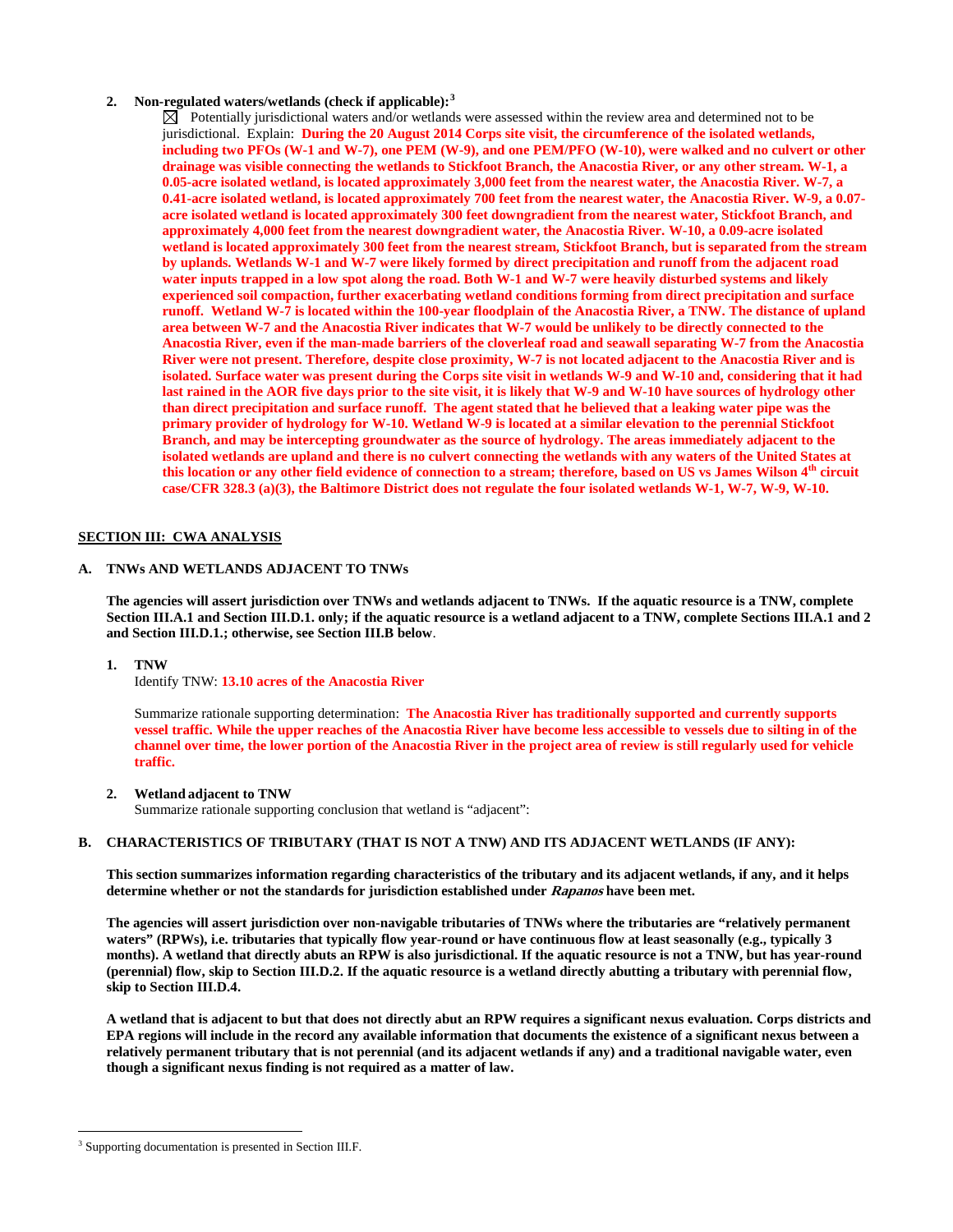2. **Non-regulated waters/wetlands (check if applicable):**[3]

☒ Potentially jurisdictional waters and/or wetlands were assessed within the review area and determined not to be jurisdictional. Explain: **During the 20 August 2014 Corps site visit, the circumference of the isolated wetlands, including two PFOs (W-1 and W-7), one PEM (W-9), and one PEM/PFO (W-10), were walked and no culvert or other drainage was visible connecting the wetlands to Stickfoot Branch, the Anacostia River, or any other stream. W-1, a 0.05-acre isolated wetland, is located approximately 3,000 feet from the nearest water, the Anacostia River. W-7, a 0.41-acre isolated wetland, is located approximately 700 feet from the nearest water, the Anacostia River. W-9, a 0.07-acre isolated wetland is located approximately 300 feet downgradient from the nearest water, Stickfoot Branch, and approximately 4,000 feet from the nearest downgradient water, the Anacostia River. W-10, a 0.09-acre isolated wetland is located approximately 300 feet from the nearest stream, Stickfoot Branch, but is separated from the stream by uplands. Wetlands W-1 and W-7 were likely formed by direct precipitation and runoff from the adjacent road water inputs trapped in a low spot along the road. Both W-1 and W-7 were heavily disturbed systems and likely experienced soil compaction, further exacerbating wetland conditions forming from direct precipitation and surface runoff. Wetland W-7 is located within the 100-year floodplain of the Anacostia River, a TNW. The distance of upland area between W-7 and the Anacostia River indicates that W-7 would be unlikely to be directly connected to the Anacostia River, even if the man-made barriers of the cloverleaf road and seawall separating W-7 from the Anacostia River were not present. Therefore, despite close proximity, W-7 is not located adjacent to the Anacostia River and is isolated. Surface water was present during the Corps site visit in wetlands W-9 and W-10 and, considering that it had last rained in the AOR five days prior to the site visit, it is likely that W-9 and W-10 have sources of hydrology other than direct precipitation and surface runoff. The agent stated that he believed that a leaking water pipe was the primary provider of hydrology for W-10. Wetland W-9 is located at a similar elevation to the perennial Stickfoot Branch, and may be intercepting groundwater as the source of hydrology. The areas immediately adjacent to the isolated wetlands are upland and there is no culvert connecting the wetlands with any waters of the United States at this location or any other field evidence of connection to a stream; therefore, based on US vs James Wilson 4th circuit case/CFR 328.3 (a)(3), the Baltimore District does not regulate the four isolated wetlands W-1, W-7, W-9, W-10.**

## SECTION III: CWA ANALYSIS

### A. TNWs AND WETLANDS ADJACENT TO TNWs

**The agencies will assert jurisdiction over TNWs and wetlands adjacent to TNWs. If the aquatic resource is a TNW, complete Section III.A.1 and Section III.D.1. only; if the aquatic resource is a wetland adjacent to a TNW, complete Sections III.A.1 and 2 and Section III.D.1.; otherwise, see Section III.B below.**

1. **TNW**

   Identify TNW: **13.10 acres of the Anacostia River**

   Summarize rationale supporting determination: **The Anacostia River has traditionally supported and currently supports vessel traffic. While the upper reaches of the Anacostia River have become less accessible to vessels due to silting in of the channel over time, the lower portion of the Anacostia River in the project area of review is still regularly used for vehicle traffic.**

2. **Wetland adjacent to TNW**

   Summarize rationale supporting conclusion that wetland is "adjacent":

### B. CHARACTERISTICS OF TRIBUTARY (THAT IS NOT A TNW) AND ITS ADJACENT WETLANDS (IF ANY):

**This section summarizes information regarding characteristics of the tributary and its adjacent wetlands, if any, and it helps determine whether or not the standards for jurisdiction established under *Rapanos* have been met.**

**The agencies will assert jurisdiction over non-navigable tributaries of TNWs where the tributaries are "relatively permanent waters" (RPWs), i.e. tributaries that typically flow year-round or have continuous flow at least seasonally (e.g., typically 3 months). A wetland that directly abuts an RPW is also jurisdictional. If the aquatic resource is not a TNW, but has year-round (perennial) flow, skip to Section III.D.2. If the aquatic resource is a wetland directly abutting a tributary with perennial flow, skip to Section III.D.4.**

**A wetland that is adjacent to but that does not directly abut an RPW requires a significant nexus evaluation. Corps districts and EPA regions will include in the record any available information that documents the existence of a significant nexus between a relatively permanent tributary that is not perennial (and its adjacent wetlands if any) and a traditional navigable water, even though a significant nexus finding is not required as a matter of law.**

---

[3] Supporting documentation is presented in Section III.F.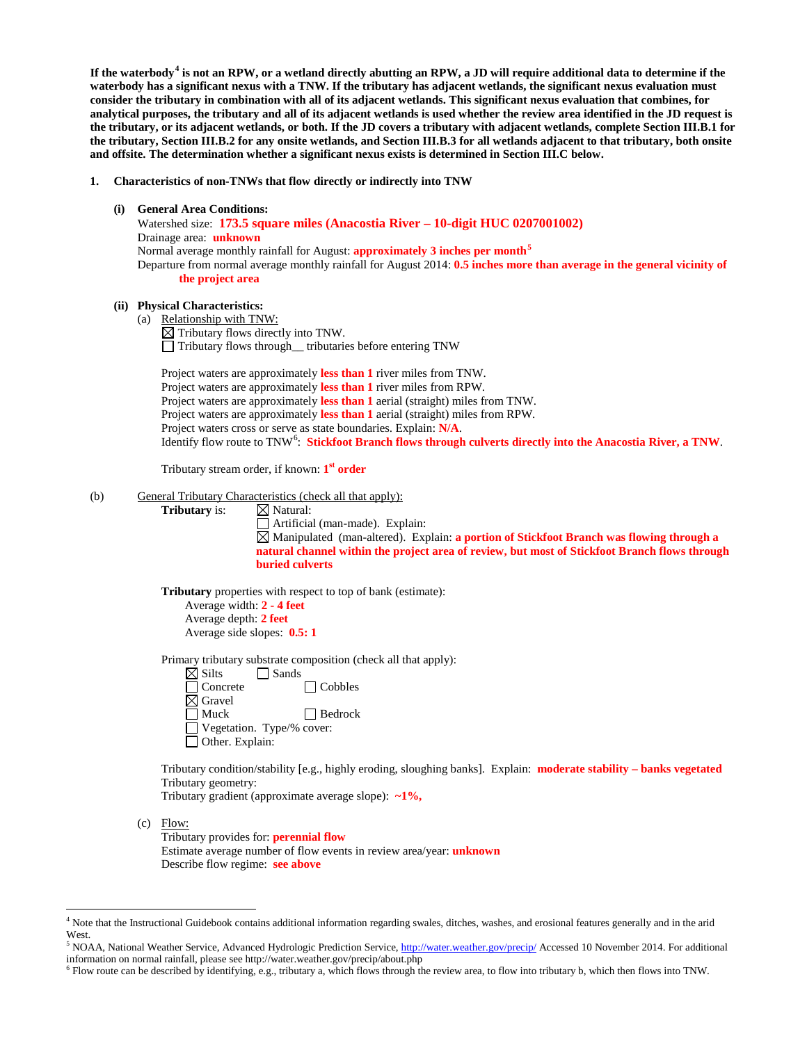**If the waterbody[4] is not an RPW, or a wetland directly abutting an RPW, a JD will require additional data to determine if the waterbody has a significant nexus with a TNW. If the tributary has adjacent wetlands, the significant nexus evaluation must consider the tributary in combination with all of its adjacent wetlands. This significant nexus evaluation that combines, for analytical purposes, the tributary and all of its adjacent wetlands is used whether the review area identified in the JD request is the tributary, or its adjacent wetlands, or both. If the JD covers a tributary with adjacent wetlands, complete Section III.B.1 for the tributary, Section III.B.2 for any onsite wetlands, and Section III.B.3 for all wetlands adjacent to that tributary, both onsite and offsite. The determination whether a significant nexus exists is determined in Section III.C below.**

**1. Characteristics of non-TNWs that flow directly or indirectly into TNW**

**(i) General Area Conditions:**

Watershed size: **173.5 square miles (Anacostia River – 10-digit HUC 0207001002)**
Drainage area: **unknown**
Normal average monthly rainfall for August: **approximately 3 inches per month**[5]
Departure from normal average monthly rainfall for August 2014: **0.5 inches more than average in the general vicinity of the project area**

**(ii) Physical Characteristics:**

(a) Relationship with TNW:

☒ Tributary flows directly into TNW.
☐ Tributary flows through__ tributaries before entering TNW

Project waters are approximately **less than 1** river miles from TNW.
Project waters are approximately **less than 1** river miles from RPW.
Project waters are approximately **less than 1** aerial (straight) miles from TNW.
Project waters are approximately **less than 1** aerial (straight) miles from RPW.
Project waters cross or serve as state boundaries. Explain: **N/A**.
Identify flow route to TNW[6]: **Stickfoot Branch flows through culverts directly into the Anacostia River, a TNW**.

Tributary stream order, if known: **1st order**

(b) General Tributary Characteristics (check all that apply):

**Tributary** is:
☒ Natural:
☐ Artificial (man-made). Explain:
☒ Manipulated (man-altered). Explain: **a portion of Stickfoot Branch was flowing through a natural channel within the project area of review, but most of Stickfoot Branch flows through buried culverts**

**Tributary** properties with respect to top of bank (estimate):
Average width: **2 - 4 feet**
Average depth: **2 feet**
Average side slopes: **0.5: 1**

Primary tributary substrate composition (check all that apply):
☒ Silts ☐ Sands
☐ Concrete ☐ Cobbles
☒ Gravel
☐ Muck ☐ Bedrock
☐ Vegetation. Type/% cover:
☐ Other. Explain:

Tributary condition/stability [e.g., highly eroding, sloughing banks]. Explain: **moderate stability – banks vegetated**
Tributary geometry:
Tributary gradient (approximate average slope): **~1%,**

(c) Flow:

Tributary provides for: **perennial flow**
Estimate average number of flow events in review area/year: **unknown**
Describe flow regime: **see above**

---

[4] Note that the Instructional Guidebook contains additional information regarding swales, ditches, washes, and erosional features generally and in the arid West.
[5] NOAA, National Weather Service, Advanced Hydrologic Prediction Service, http://water.weather.gov/precip/ Accessed 10 November 2014. For additional information on normal rainfall, please see http://water.weather.gov/precip/about.php
[6] Flow route can be described by identifying, e.g., tributary a, which flows through the review area, to flow into tributary b, which then flows into TNW.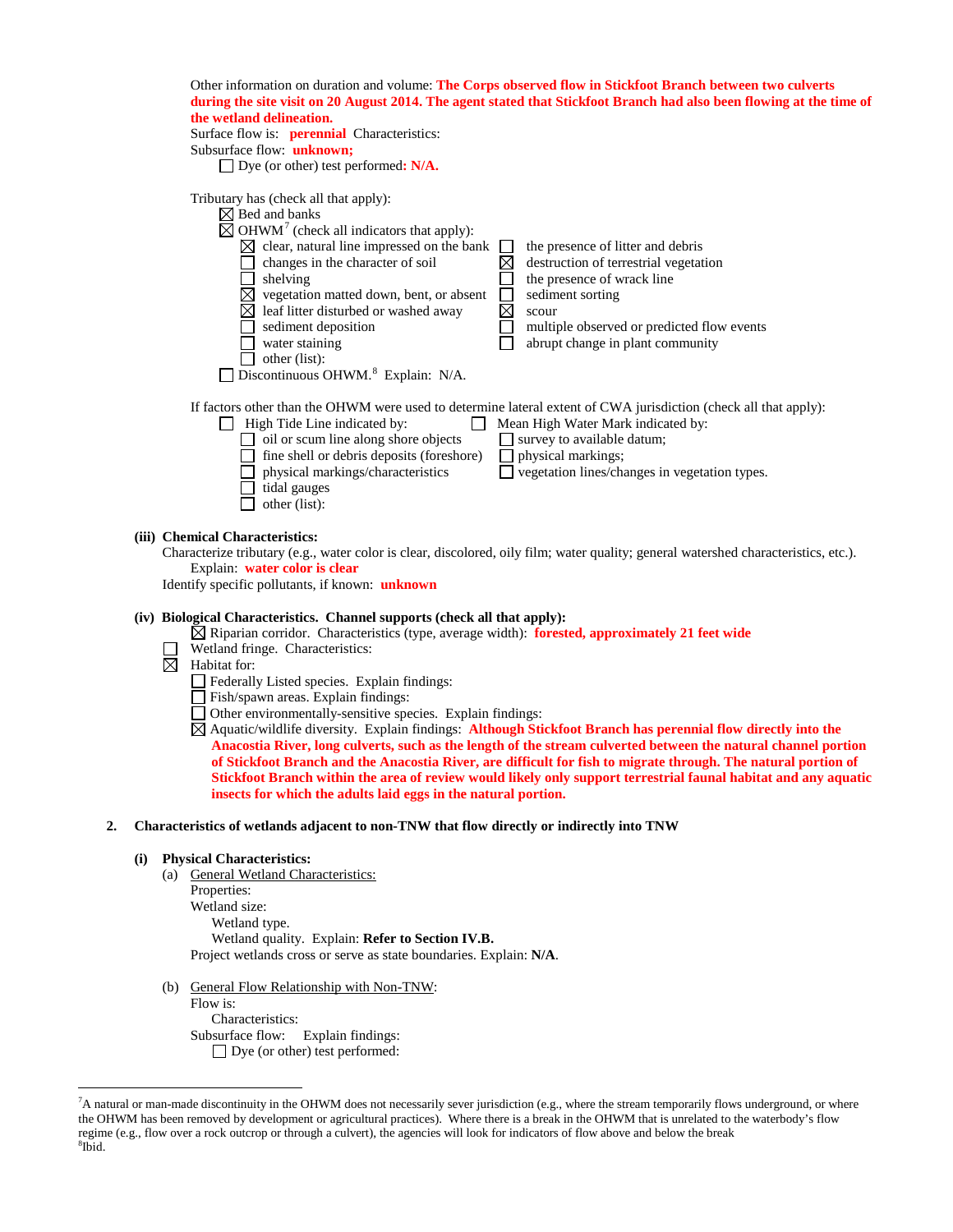Other information on duration and volume: **The Corps observed flow in Stickfoot Branch between two culverts during the site visit on 20 August 2014. The agent stated that Stickfoot Branch had also been flowing at the time of the wetland delineation.**
Surface flow is: **perennial** Characteristics:
Subsurface flow: **unknown;**
☐ Dye (or other) test performed**: N/A.**

Tributary has (check all that apply):
☒ Bed and banks
☒ OHWM[7] (check all indicators that apply):

☒ clear, natural line impressed on the bank
☐ changes in the character of soil
☐ shelving
☒ vegetation matted down, bent, or absent
☒ leaf litter disturbed or washed away
☐ sediment deposition
☐ water staining
☐ other (list):
☐ the presence of litter and debris
☒ destruction of terrestrial vegetation
☐ the presence of wrack line
☐ sediment sorting
☒ scour
☐ multiple observed or predicted flow events
☐ abrupt change in plant community

☐ Discontinuous OHWM.[8] Explain: N/A.

If factors other than the OHWM were used to determine lateral extent of CWA jurisdiction (check all that apply):
☐ High Tide Line indicated by:
☐ oil or scum line along shore objects
☐ fine shell or debris deposits (foreshore)
☐ physical markings/characteristics
☐ tidal gauges
☐ other (list):

☐ Mean High Water Mark indicated by:
☐ survey to available datum;
☐ physical markings;
☐ vegetation lines/changes in vegetation types.

**(iii) Chemical Characteristics:**
Characterize tributary (e.g., water color is clear, discolored, oily film; water quality; general watershed characteristics, etc.).
Explain: **water color is clear**
Identify specific pollutants, if known: **unknown**

**(iv) Biological Characteristics. Channel supports (check all that apply):**
☒ Riparian corridor. Characteristics (type, average width): **forested, approximately 21 feet wide**
☐ Wetland fringe. Characteristics:
☒ Habitat for:
☐ Federally Listed species. Explain findings:
☐ Fish/spawn areas. Explain findings:
☐ Other environmentally-sensitive species. Explain findings:
☒ Aquatic/wildlife diversity. Explain findings: **Although Stickfoot Branch has perennial flow directly into the Anacostia River, long culverts, such as the length of the stream culverted between the natural channel portion of Stickfoot Branch and the Anacostia River, are difficult for fish to migrate through. The natural portion of Stickfoot Branch within the area of review would likely only support terrestrial faunal habitat and any aquatic insects for which the adults laid eggs in the natural portion.**

**2. Characteristics of wetlands adjacent to non-TNW that flow directly or indirectly into TNW**

**(i) Physical Characteristics:**
(a) General Wetland Characteristics:
Properties:
Wetland size:
Wetland type.
Wetland quality. Explain: **Refer to Section IV.B.**
Project wetlands cross or serve as state boundaries. Explain: **N/A**.

(b) General Flow Relationship with Non-TNW:
Flow is:
Characteristics:
Subsurface flow: Explain findings:
☐ Dye (or other) test performed:

---

[7]A natural or man-made discontinuity in the OHWM does not necessarily sever jurisdiction (e.g., where the stream temporarily flows underground, or where the OHWM has been removed by development or agricultural practices). Where there is a break in the OHWM that is unrelated to the waterbody's flow regime (e.g., flow over a rock outcrop or through a culvert), the agencies will look for indicators of flow above and below the break
[8]Ibid.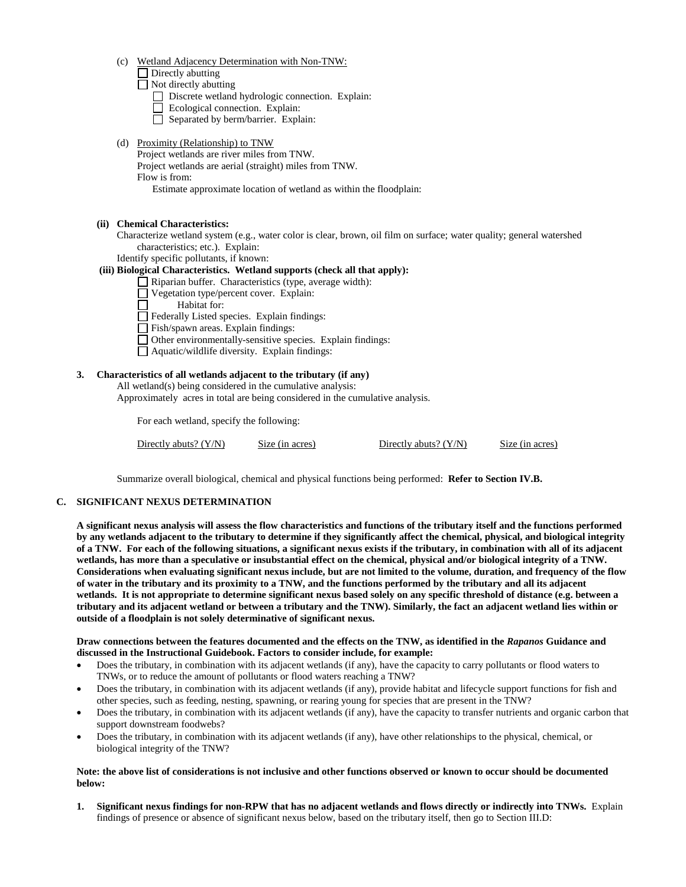(c) Wetland Adjacency Determination with Non-TNW:

- ☐ Directly abutting
- ☐ Not directly abutting
  - ☐ Discrete wetland hydrologic connection. Explain:
  - ☐ Ecological connection. Explain:
  - ☐ Separated by berm/barrier. Explain:

(d) Proximity (Relationship) to TNW

Project wetlands are river miles from TNW.
Project wetlands are aerial (straight) miles from TNW.
Flow is from:
Estimate approximate location of wetland as within the floodplain:

**(ii) Chemical Characteristics:**

Characterize wetland system (e.g., water color is clear, brown, oil film on surface; water quality; general watershed characteristics; etc.). Explain:
Identify specific pollutants, if known:

**(iii) Biological Characteristics. Wetland supports (check all that apply):**

- ☐ Riparian buffer. Characteristics (type, average width):
- ☐ Vegetation type/percent cover. Explain:
- ☐ Habitat for:
- ☐ Federally Listed species. Explain findings:
- ☐ Fish/spawn areas. Explain findings:
- ☐ Other environmentally-sensitive species. Explain findings:
- ☐ Aquatic/wildlife diversity. Explain findings:

**3. Characteristics of all wetlands adjacent to the tributary (if any)**

All wetland(s) being considered in the cumulative analysis:
Approximately acres in total are being considered in the cumulative analysis.

For each wetland, specify the following:

| Directly abuts? (Y/N) | Size (in acres) | Directly abuts? (Y/N) | Size (in acres) |
|---|---|---|---|

Summarize overall biological, chemical and physical functions being performed: **Refer to Section IV.B.**

## C. SIGNIFICANT NEXUS DETERMINATION

**A significant nexus analysis will assess the flow characteristics and functions of the tributary itself and the functions performed by any wetlands adjacent to the tributary to determine if they significantly affect the chemical, physical, and biological integrity of a TNW. For each of the following situations, a significant nexus exists if the tributary, in combination with all of its adjacent wetlands, has more than a speculative or insubstantial effect on the chemical, physical and/or biological integrity of a TNW. Considerations when evaluating significant nexus include, but are not limited to the volume, duration, and frequency of the flow of water in the tributary and its proximity to a TNW, and the functions performed by the tributary and all its adjacent wetlands. It is not appropriate to determine significant nexus based solely on any specific threshold of distance (e.g. between a tributary and its adjacent wetland or between a tributary and the TNW). Similarly, the fact an adjacent wetland lies within or outside of a floodplain is not solely determinative of significant nexus.**

**Draw connections between the features documented and the effects on the TNW, as identified in the *Rapanos* Guidance and discussed in the Instructional Guidebook. Factors to consider include, for example:**

- Does the tributary, in combination with its adjacent wetlands (if any), have the capacity to carry pollutants or flood waters to TNWs, or to reduce the amount of pollutants or flood waters reaching a TNW?
- Does the tributary, in combination with its adjacent wetlands (if any), provide habitat and lifecycle support functions for fish and other species, such as feeding, nesting, spawning, or rearing young for species that are present in the TNW?
- Does the tributary, in combination with its adjacent wetlands (if any), have the capacity to transfer nutrients and organic carbon that support downstream foodwebs?
- Does the tributary, in combination with its adjacent wetlands (if any), have other relationships to the physical, chemical, or biological integrity of the TNW?

**Note: the above list of considerations is not inclusive and other functions observed or known to occur should be documented below:**

1. **Significant nexus findings for non-RPW that has no adjacent wetlands and flows directly or indirectly into TNWs.** Explain findings of presence or absence of significant nexus below, based on the tributary itself, then go to Section III.D: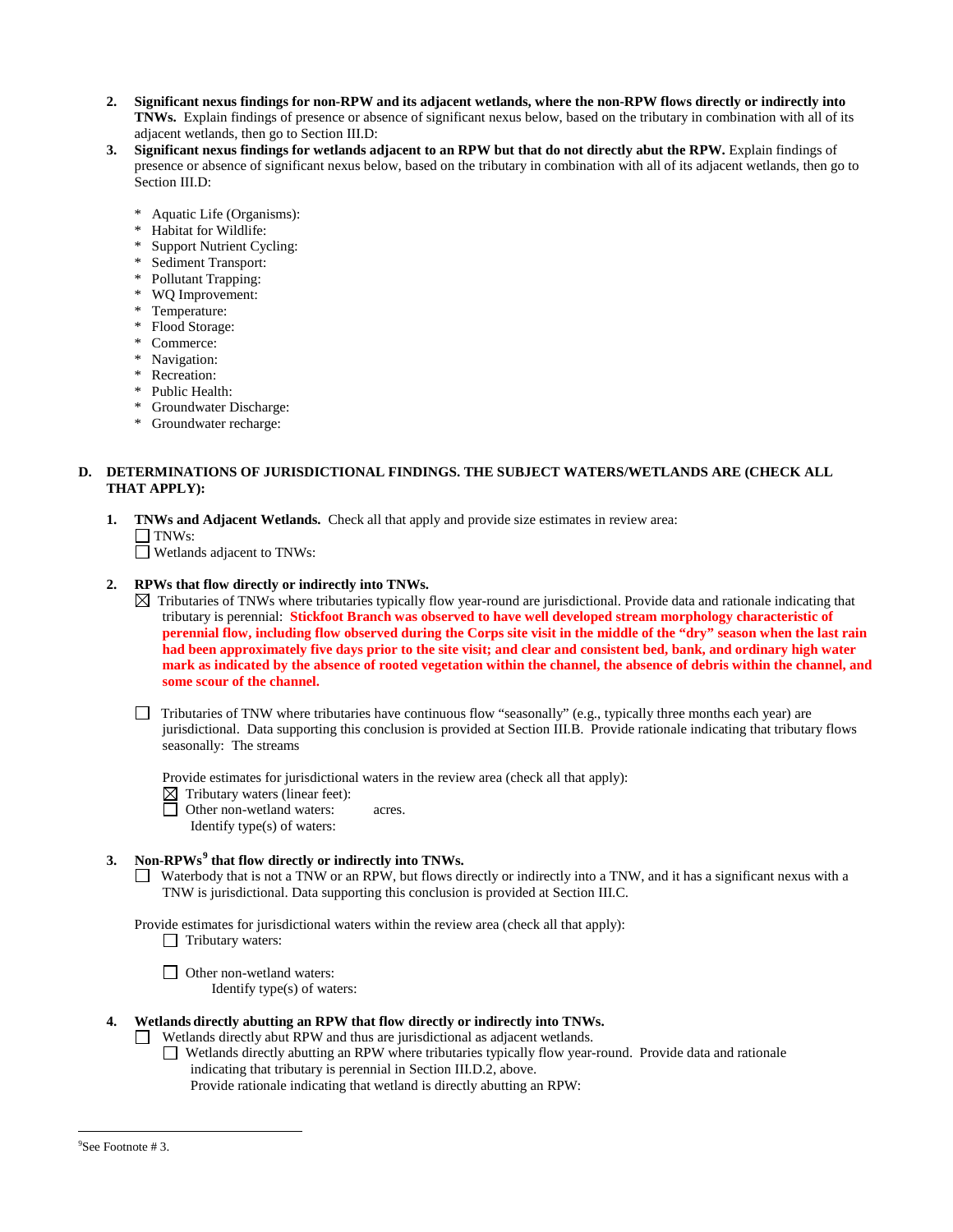2. **Significant nexus findings for non-RPW and its adjacent wetlands, where the non-RPW flows directly or indirectly into TNWs.** Explain findings of presence or absence of significant nexus below, based on the tributary in combination with all of its adjacent wetlands, then go to Section III.D:
3. **Significant nexus findings for wetlands adjacent to an RPW but that do not directly abut the RPW.** Explain findings of presence or absence of significant nexus below, based on the tributary in combination with all of its adjacent wetlands, then go to Section III.D:

   * Aquatic Life (Organisms):
   * Habitat for Wildlife:
   * Support Nutrient Cycling:
   * Sediment Transport:
   * Pollutant Trapping:
   * WQ Improvement:
   * Temperature:
   * Flood Storage:
   * Commerce:
   * Navigation:
   * Recreation:
   * Public Health:
   * Groundwater Discharge:
   * Groundwater recharge:

**D. DETERMINATIONS OF JURISDICTIONAL FINDINGS. THE SUBJECT WATERS/WETLANDS ARE (CHECK ALL THAT APPLY):**

1. **TNWs and Adjacent Wetlands.** Check all that apply and provide size estimates in review area:
   ☐ TNWs:
   ☐ Wetlands adjacent to TNWs:

2. **RPWs that flow directly or indirectly into TNWs.**
   ☒ Tributaries of TNWs where tributaries typically flow year-round are jurisdictional. Provide data and rationale indicating that tributary is perennial: **Stickfoot Branch was observed to have well developed stream morphology characteristic of perennial flow, including flow observed during the Corps site visit in the middle of the "dry" season when the last rain had been approximately five days prior to the site visit; and clear and consistent bed, bank, and ordinary high water mark as indicated by the absence of rooted vegetation within the channel, the absence of debris within the channel, and some scour of the channel.**

   ☐ Tributaries of TNW where tributaries have continuous flow "seasonally" (e.g., typically three months each year) are jurisdictional. Data supporting this conclusion is provided at Section III.B. Provide rationale indicating that tributary flows seasonally: The streams

   Provide estimates for jurisdictional waters in the review area (check all that apply):
   ☒ Tributary waters (linear feet):
   ☐ Other non-wetland waters: acres.
   Identify type(s) of waters:

3. **Non-RPWs[9] that flow directly or indirectly into TNWs.**
   ☐ Waterbody that is not a TNW or an RPW, but flows directly or indirectly into a TNW, and it has a significant nexus with a TNW is jurisdictional. Data supporting this conclusion is provided at Section III.C.

   Provide estimates for jurisdictional waters within the review area (check all that apply):
   ☐ Tributary waters:

   ☐ Other non-wetland waters:
   Identify type(s) of waters:

4. **Wetlands directly abutting an RPW that flow directly or indirectly into TNWs.**
   ☐ Wetlands directly abut RPW and thus are jurisdictional as adjacent wetlands.
   ☐ Wetlands directly abutting an RPW where tributaries typically flow year-round. Provide data and rationale indicating that tributary is perennial in Section III.D.2, above.
   Provide rationale indicating that wetland is directly abutting an RPW:

---

[9]See Footnote # 3.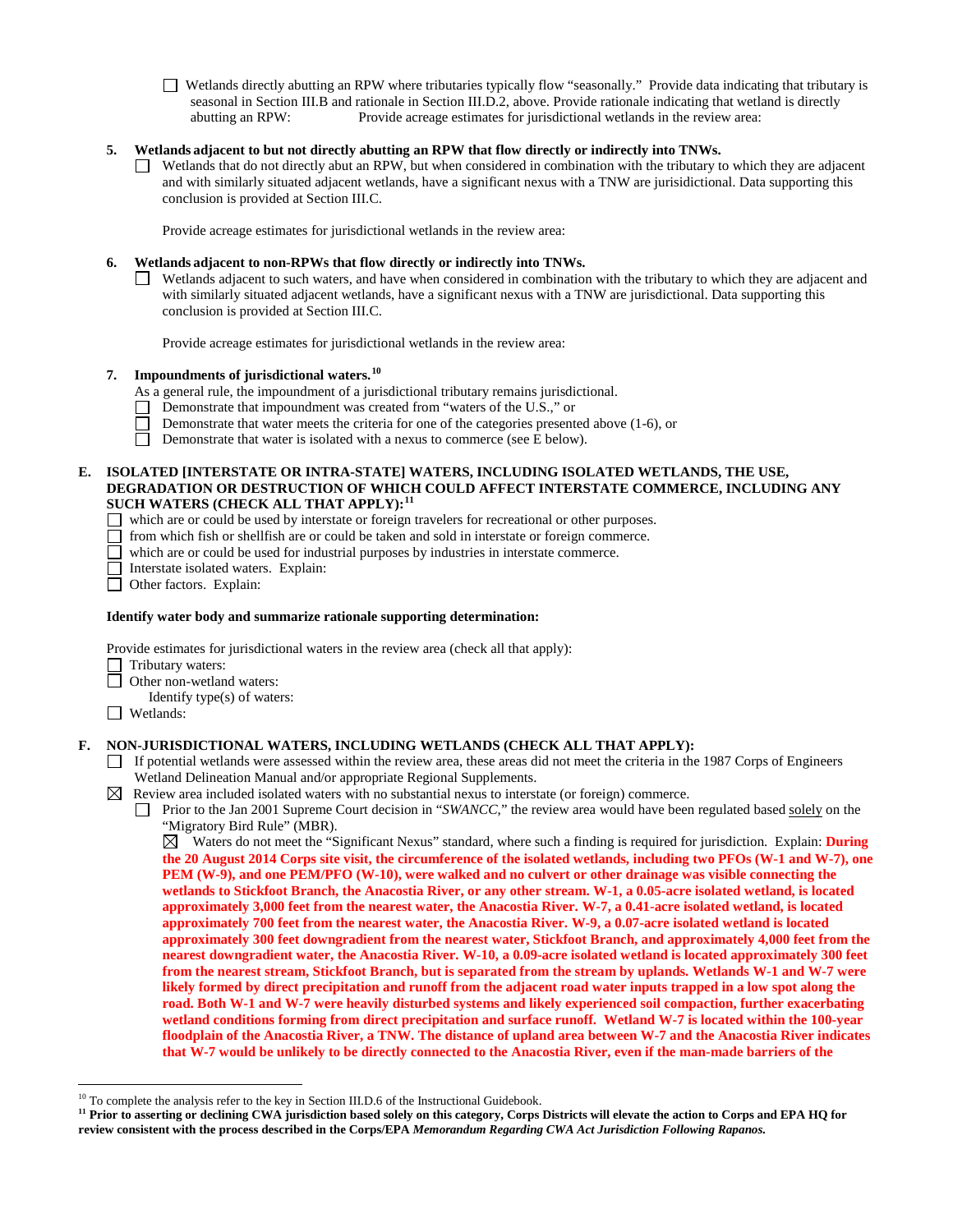☐ Wetlands directly abutting an RPW where tributaries typically flow "seasonally." Provide data indicating that tributary is seasonal in Section III.B and rationale in Section III.D.2, above. Provide rationale indicating that wetland is directly abutting an RPW: Provide acreage estimates for jurisdictional wetlands in the review area:

**5. Wetlands adjacent to but not directly abutting an RPW that flow directly or indirectly into TNWs.**

☐ Wetlands that do not directly abut an RPW, but when considered in combination with the tributary to which they are adjacent and with similarly situated adjacent wetlands, have a significant nexus with a TNW are jurisidictional. Data supporting this conclusion is provided at Section III.C.

Provide acreage estimates for jurisdictional wetlands in the review area:

**6. Wetlands adjacent to non-RPWs that flow directly or indirectly into TNWs.**

☐ Wetlands adjacent to such waters, and have when considered in combination with the tributary to which they are adjacent and with similarly situated adjacent wetlands, have a significant nexus with a TNW are jurisdictional. Data supporting this conclusion is provided at Section III.C.

Provide acreage estimates for jurisdictional wetlands in the review area:

**7. Impoundments of jurisdictional waters.**[10]

As a general rule, the impoundment of a jurisdictional tributary remains jurisdictional.

☐ Demonstrate that impoundment was created from "waters of the U.S.," or
☐ Demonstrate that water meets the criteria for one of the categories presented above (1-6), or
☐ Demonstrate that water is isolated with a nexus to commerce (see E below).

**E. ISOLATED [INTERSTATE OR INTRA-STATE] WATERS, INCLUDING ISOLATED WETLANDS, THE USE, DEGRADATION OR DESTRUCTION OF WHICH COULD AFFECT INTERSTATE COMMERCE, INCLUDING ANY SUCH WATERS (CHECK ALL THAT APPLY):**[11]

☐ which are or could be used by interstate or foreign travelers for recreational or other purposes.
☐ from which fish or shellfish are or could be taken and sold in interstate or foreign commerce.
☐ which are or could be used for industrial purposes by industries in interstate commerce.
☐ Interstate isolated waters. Explain:
☐ Other factors. Explain:

**Identify water body and summarize rationale supporting determination:**

Provide estimates for jurisdictional waters in the review area (check all that apply):

☐ Tributary waters:
☐ Other non-wetland waters:
    Identify type(s) of waters:
☐ Wetlands:

**F. NON-JURISDICTIONAL WATERS, INCLUDING WETLANDS (CHECK ALL THAT APPLY):**

☐ If potential wetlands were assessed within the review area, these areas did not meet the criteria in the 1987 Corps of Engineers Wetland Delineation Manual and/or appropriate Regional Supplements.

☒ Review area included isolated waters with no substantial nexus to interstate (or foreign) commerce.

☐ Prior to the Jan 2001 Supreme Court decision in "*SWANCC*," the review area would have been regulated based solely on the "Migratory Bird Rule" (MBR).

☒ Waters do not meet the "Significant Nexus" standard, where such a finding is required for jurisdiction. Explain: **During the 20 August 2014 Corps site visit, the circumference of the isolated wetlands, including two PFOs (W-1 and W-7), one PEM (W-9), and one PEM/PFO (W-10), were walked and no culvert or other drainage was visible connecting the wetlands to Stickfoot Branch, the Anacostia River, or any other stream. W-1, a 0.05-acre isolated wetland, is located approximately 3,000 feet from the nearest water, the Anacostia River. W-7, a 0.41-acre isolated wetland, is located approximately 700 feet from the nearest water, the Anacostia River. W-9, a 0.07-acre isolated wetland is located approximately 300 feet downgradient from the nearest water, Stickfoot Branch, and approximately 4,000 feet from the nearest downgradient water, the Anacostia River. W-10, a 0.09-acre isolated wetland is located approximately 300 feet from the nearest stream, Stickfoot Branch, but is separated from the stream by uplands. Wetlands W-1 and W-7 were likely formed by direct precipitation and runoff from the adjacent road water inputs trapped in a low spot along the road. Both W-1 and W-7 were heavily disturbed systems and likely experienced soil compaction, further exacerbating wetland conditions forming from direct precipitation and surface runoff. Wetland W-7 is located within the 100-year floodplain of the Anacostia River, a TNW. The distance of upland area between W-7 and the Anacostia River indicates that W-7 would be unlikely to be directly connected to the Anacostia River, even if the man-made barriers of the**

---

[10] To complete the analysis refer to the key in Section III.D.6 of the Instructional Guidebook.

[11] **Prior to asserting or declining CWA jurisdiction based solely on this category, Corps Districts will elevate the action to Corps and EPA HQ for review consistent with the process described in the Corps/EPA *Memorandum Regarding CWA Act Jurisdiction Following Rapanos.***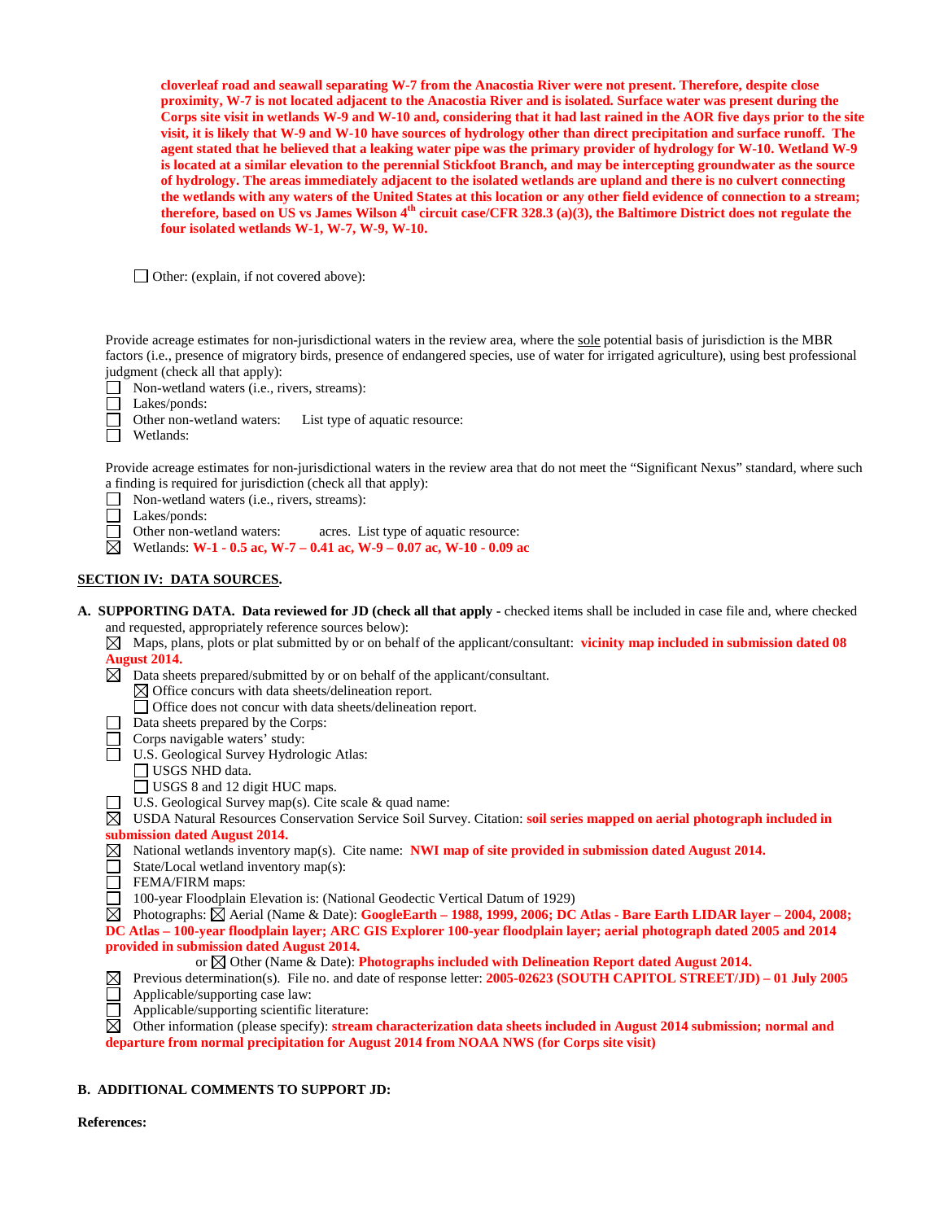**cloverleaf road and seawall separating W-7 from the Anacostia River were not present. Therefore, despite close proximity, W-7 is not located adjacent to the Anacostia River and is isolated. Surface water was present during the Corps site visit in wetlands W-9 and W-10 and, considering that it had last rained in the AOR five days prior to the site visit, it is likely that W-9 and W-10 have sources of hydrology other than direct precipitation and surface runoff. The agent stated that he believed that a leaking water pipe was the primary provider of hydrology for W-10. Wetland W-9 is located at a similar elevation to the perennial Stickfoot Branch, and may be intercepting groundwater as the source of hydrology. The areas immediately adjacent to the isolated wetlands are upland and there is no culvert connecting the wetlands with any waters of the United States at this location or any other field evidence of connection to a stream; therefore, based on US vs James Wilson 4th circuit case/CFR 328.3 (a)(3), the Baltimore District does not regulate the four isolated wetlands W-1, W-7, W-9, W-10.**

☐ Other: (explain, if not covered above):

Provide acreage estimates for non-jurisdictional waters in the review area, where the sole potential basis of jurisdiction is the MBR factors (i.e., presence of migratory birds, presence of endangered species, use of water for irrigated agriculture), using best professional judgment (check all that apply):

☐ Non-wetland waters (i.e., rivers, streams):
☐ Lakes/ponds:
☐ Other non-wetland waters: List type of aquatic resource:
☐ Wetlands:

Provide acreage estimates for non-jurisdictional waters in the review area that do not meet the "Significant Nexus" standard, where such a finding is required for jurisdiction (check all that apply):

☐ Non-wetland waters (i.e., rivers, streams):
☐ Lakes/ponds:
☐ Other non-wetland waters: acres. List type of aquatic resource:
☒ Wetlands: **W-1 - 0.5 ac, W-7 – 0.41 ac, W-9 – 0.07 ac, W-10 - 0.09 ac**

## SECTION IV: DATA SOURCES.

**A. SUPPORTING DATA. Data reviewed for JD (check all that apply** - checked items shall be included in case file and, where checked and requested, appropriately reference sources below):

☒ Maps, plans, plots or plat submitted by or on behalf of the applicant/consultant: **vicinity map included in submission dated 08 August 2014.**
☒ Data sheets prepared/submitted by or on behalf of the applicant/consultant.
  ☒ Office concurs with data sheets/delineation report.
  ☐ Office does not concur with data sheets/delineation report.
☐ Data sheets prepared by the Corps:
☐ Corps navigable waters' study:
☐ U.S. Geological Survey Hydrologic Atlas:
  ☐ USGS NHD data.
  ☐ USGS 8 and 12 digit HUC maps.
☐ U.S. Geological Survey map(s). Cite scale & quad name:
☒ USDA Natural Resources Conservation Service Soil Survey. Citation: **soil series mapped on aerial photograph included in submission dated August 2014.**
☒ National wetlands inventory map(s). Cite name: **NWI map of site provided in submission dated August 2014.**
☐ State/Local wetland inventory map(s):
☐ FEMA/FIRM maps:
☐ 100-year Floodplain Elevation is: (National Geodectic Vertical Datum of 1929)
☒ Photographs: ☒ Aerial (Name & Date): **GoogleEarth – 1988, 1999, 2006; DC Atlas - Bare Earth LIDAR layer – 2004, 2008; DC Atlas – 100-year floodplain layer; ARC GIS Explorer 100-year floodplain layer; aerial photograph dated 2005 and 2014 provided in submission dated August 2014.**
  or ☒ Other (Name & Date): **Photographs included with Delineation Report dated August 2014.**
☒ Previous determination(s). File no. and date of response letter: **2005-02623 (SOUTH CAPITOL STREET/JD) – 01 July 2005**
☐ Applicable/supporting case law:
☐ Applicable/supporting scientific literature:
☒ Other information (please specify): **stream characterization data sheets included in August 2014 submission; normal and departure from normal precipitation for August 2014 from NOAA NWS (for Corps site visit)**

**B. ADDITIONAL COMMENTS TO SUPPORT JD:**

**References:**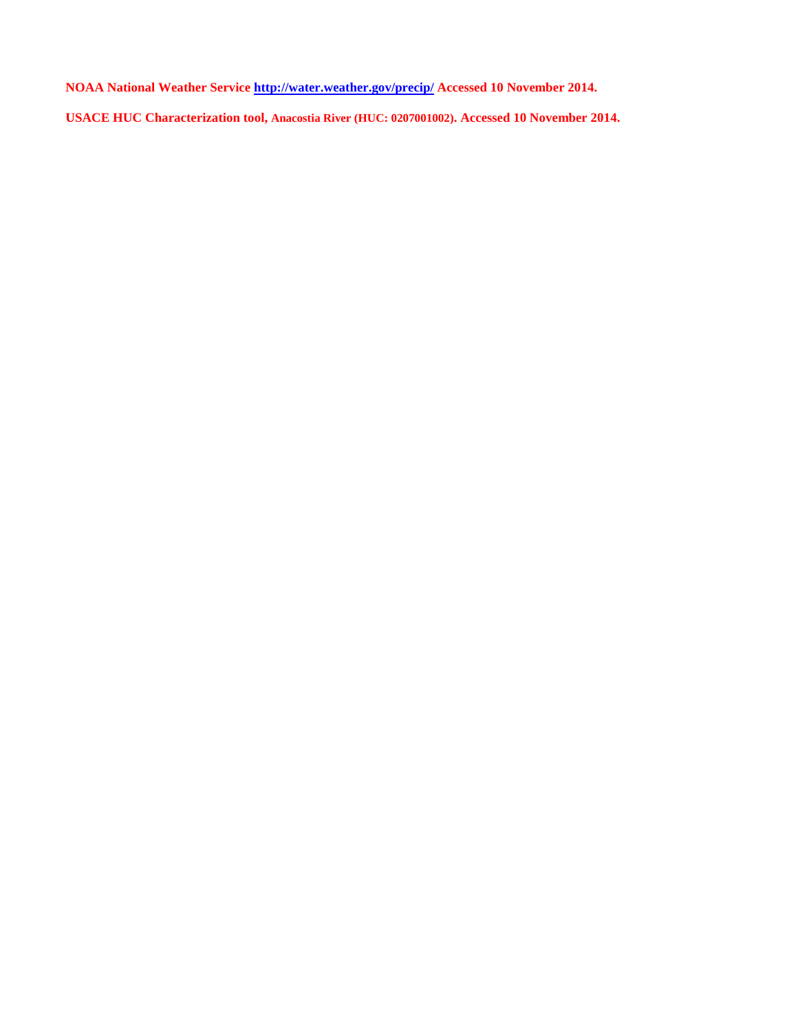**NOAA National Weather Service http://water.weather.gov/precip/ Accessed 10 November 2014.**

**USACE HUC Characterization tool, Anacostia River (HUC: 0207001002). Accessed 10 November 2014.**